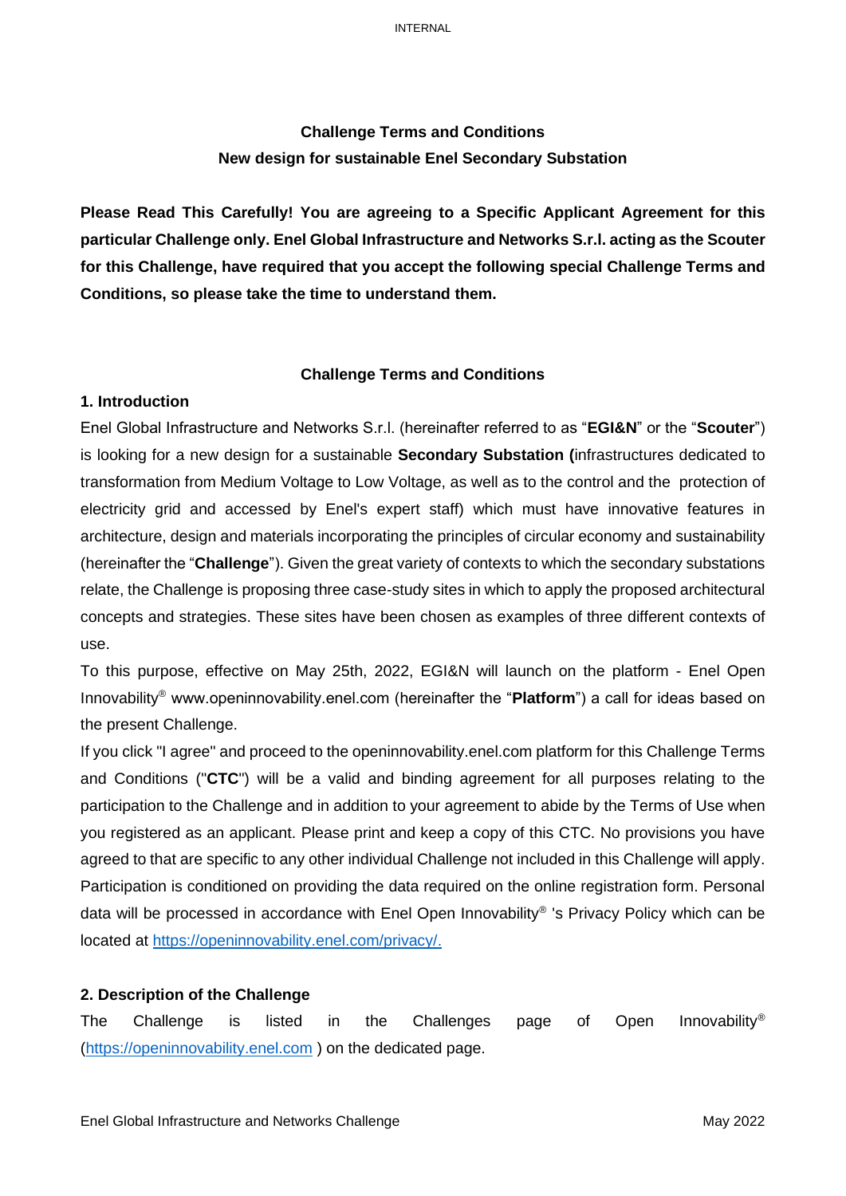# Challenge Terms and Conditions
## New design for sustainable Enel Secondary Substation

**Please Read This Carefully! You are agreeing to a Specific Applicant Agreement for this particular Challenge only. Enel Global Infrastructure and Networks S.r.l. acting as the Scouter for this Challenge, have required that you accept the following special Challenge Terms and Conditions, so please take the time to understand them.**

## Challenge Terms and Conditions

### 1. Introduction

Enel Global Infrastructure and Networks S.r.l. (hereinafter referred to as "**EGI&N**" or the "**Scouter**") is looking for a new design for a sustainable **Secondary Substation (**infrastructures dedicated to transformation from Medium Voltage to Low Voltage, as well as to the control and the protection of electricity grid and accessed by Enel's expert staff) which must have innovative features in architecture, design and materials incorporating the principles of circular economy and sustainability (hereinafter the "**Challenge**"). Given the great variety of contexts to which the secondary substations relate, the Challenge is proposing three case-study sites in which to apply the proposed architectural concepts and strategies. These sites have been chosen as examples of three different contexts of use.

To this purpose, effective on May 25th, 2022, EGI&N will launch on the platform - Enel Open Innovability® www.openinnovability.enel.com (hereinafter the "**Platform**") a call for ideas based on the present Challenge.

If you click "I agree" and proceed to the openinnovability.enel.com platform for this Challenge Terms and Conditions ("**CTC**") will be a valid and binding agreement for all purposes relating to the participation to the Challenge and in addition to your agreement to abide by the Terms of Use when you registered as an applicant. Please print and keep a copy of this CTC. No provisions you have agreed to that are specific to any other individual Challenge not included in this Challenge will apply. Participation is conditioned on providing the data required on the online registration form. Personal data will be processed in accordance with Enel Open Innovability® 's Privacy Policy which can be located at https://openinnovability.enel.com/privacy/.

### 2. Description of the Challenge

The Challenge is listed in the Challenges page of Open Innovability® (https://openinnovability.enel.com ) on the dedicated page.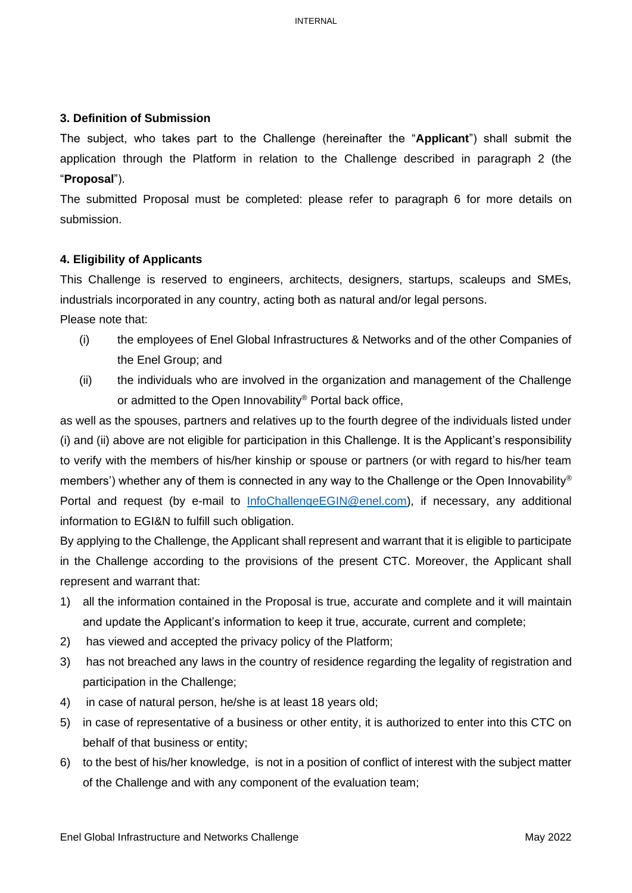### 3. Definition of Submission

The subject, who takes part to the Challenge (hereinafter the "**Applicant**") shall submit the application through the Platform in relation to the Challenge described in paragraph 2 (the "**Proposal**").

The submitted Proposal must be completed: please refer to paragraph 6 for more details on submission.

### 4. Eligibility of Applicants

This Challenge is reserved to engineers, architects, designers, startups, scaleups and SMEs, industrials incorporated in any country, acting both as natural and/or legal persons.

Please note that:

(i) the employees of Enel Global Infrastructures & Networks and of the other Companies of the Enel Group; and

(ii) the individuals who are involved in the organization and management of the Challenge or admitted to the Open Innovability® Portal back office,

as well as the spouses, partners and relatives up to the fourth degree of the individuals listed under (i) and (ii) above are not eligible for participation in this Challenge. It is the Applicant's responsibility to verify with the members of his/her kinship or spouse or partners (or with regard to his/her team members') whether any of them is connected in any way to the Challenge or the Open Innovability® Portal and request (by e-mail to InfoChallengeEGIN@enel.com), if necessary, any additional information to EGI&N to fulfill such obligation.

By applying to the Challenge, the Applicant shall represent and warrant that it is eligible to participate in the Challenge according to the provisions of the present CTC. Moreover, the Applicant shall represent and warrant that:

1) all the information contained in the Proposal is true, accurate and complete and it will maintain and update the Applicant's information to keep it true, accurate, current and complete;
2) has viewed and accepted the privacy policy of the Platform;
3) has not breached any laws in the country of residence regarding the legality of registration and participation in the Challenge;
4) in case of natural person, he/she is at least 18 years old;
5) in case of representative of a business or other entity, it is authorized to enter into this CTC on behalf of that business or entity;
6) to the best of his/her knowledge, is not in a position of conflict of interest with the subject matter of the Challenge and with any component of the evaluation team;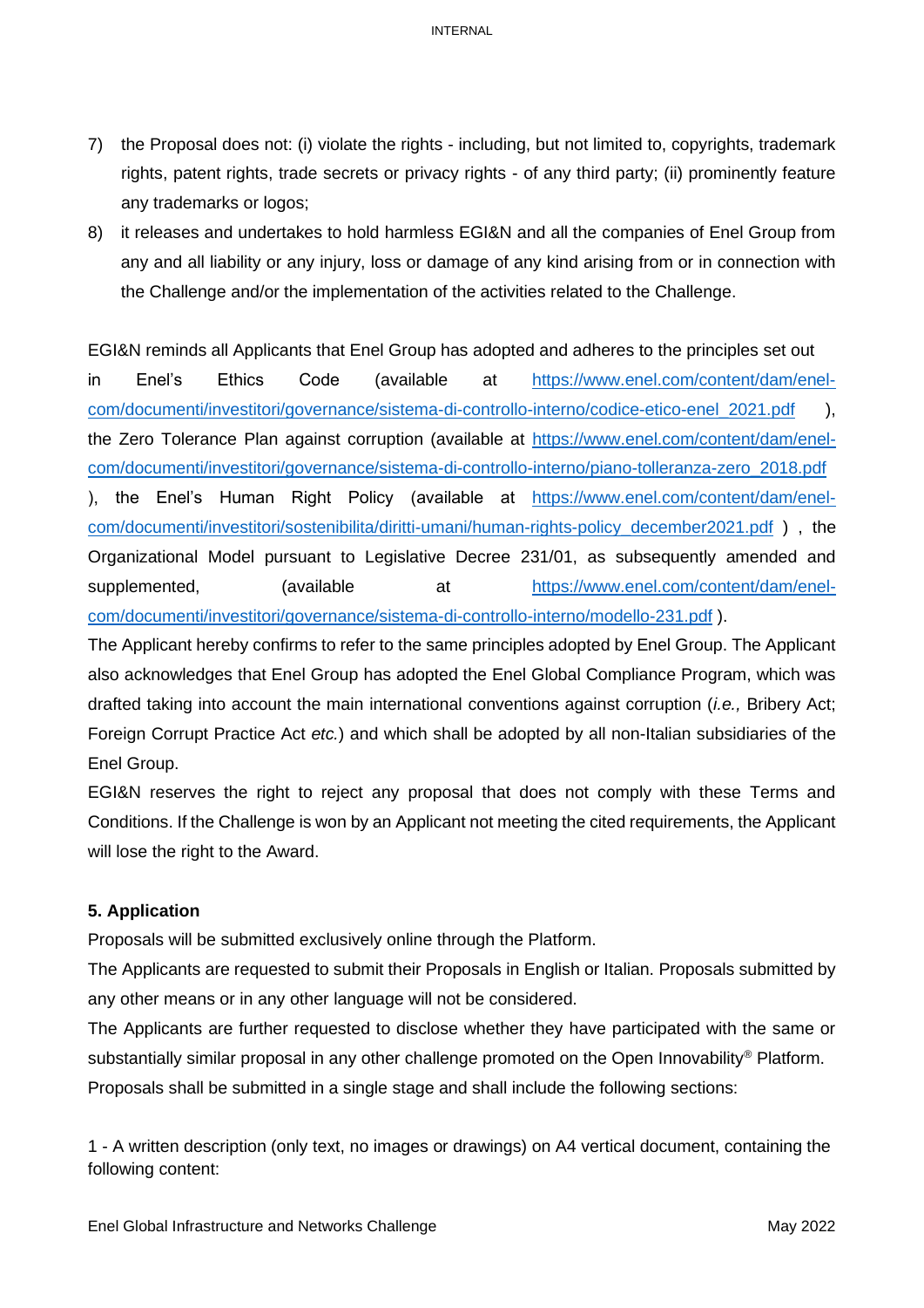7) the Proposal does not: (i) violate the rights - including, but not limited to, copyrights, trademark rights, patent rights, trade secrets or privacy rights - of any third party; (ii) prominently feature any trademarks or logos;
8) it releases and undertakes to hold harmless EGI&N and all the companies of Enel Group from any and all liability or any injury, loss or damage of any kind arising from or in connection with the Challenge and/or the implementation of the activities related to the Challenge.

EGI&N reminds all Applicants that Enel Group has adopted and adheres to the principles set out in Enel's Ethics Code (available at https://www.enel.com/content/dam/enel-com/documenti/investitori/governance/sistema-di-controllo-interno/codice-etico-enel_2021.pdf ), the Zero Tolerance Plan against corruption (available at https://www.enel.com/content/dam/enel-com/documenti/investitori/governance/sistema-di-controllo-interno/piano-tolleranza-zero_2018.pdf ), the Enel's Human Right Policy (available at https://www.enel.com/content/dam/enel-com/documenti/investitori/sostenibilita/diritti-umani/human-rights-policy_december2021.pdf ) , the Organizational Model pursuant to Legislative Decree 231/01, as subsequently amended and supplemented, (available at https://www.enel.com/content/dam/enel-com/documenti/investitori/governance/sistema-di-controllo-interno/modello-231.pdf ).

The Applicant hereby confirms to refer to the same principles adopted by Enel Group. The Applicant also acknowledges that Enel Group has adopted the Enel Global Compliance Program, which was drafted taking into account the main international conventions against corruption (*i.e.,* Bribery Act; Foreign Corrupt Practice Act *etc.*) and which shall be adopted by all non-Italian subsidiaries of the Enel Group.

EGI&N reserves the right to reject any proposal that does not comply with these Terms and Conditions. If the Challenge is won by an Applicant not meeting the cited requirements, the Applicant will lose the right to the Award.

**5. Application**

Proposals will be submitted exclusively online through the Platform.

The Applicants are requested to submit their Proposals in English or Italian. Proposals submitted by any other means or in any other language will not be considered.

The Applicants are further requested to disclose whether they have participated with the same or substantially similar proposal in any other challenge promoted on the Open Innovability® Platform.

Proposals shall be submitted in a single stage and shall include the following sections:

1 - A written description (only text, no images or drawings) on A4 vertical document, containing the following content: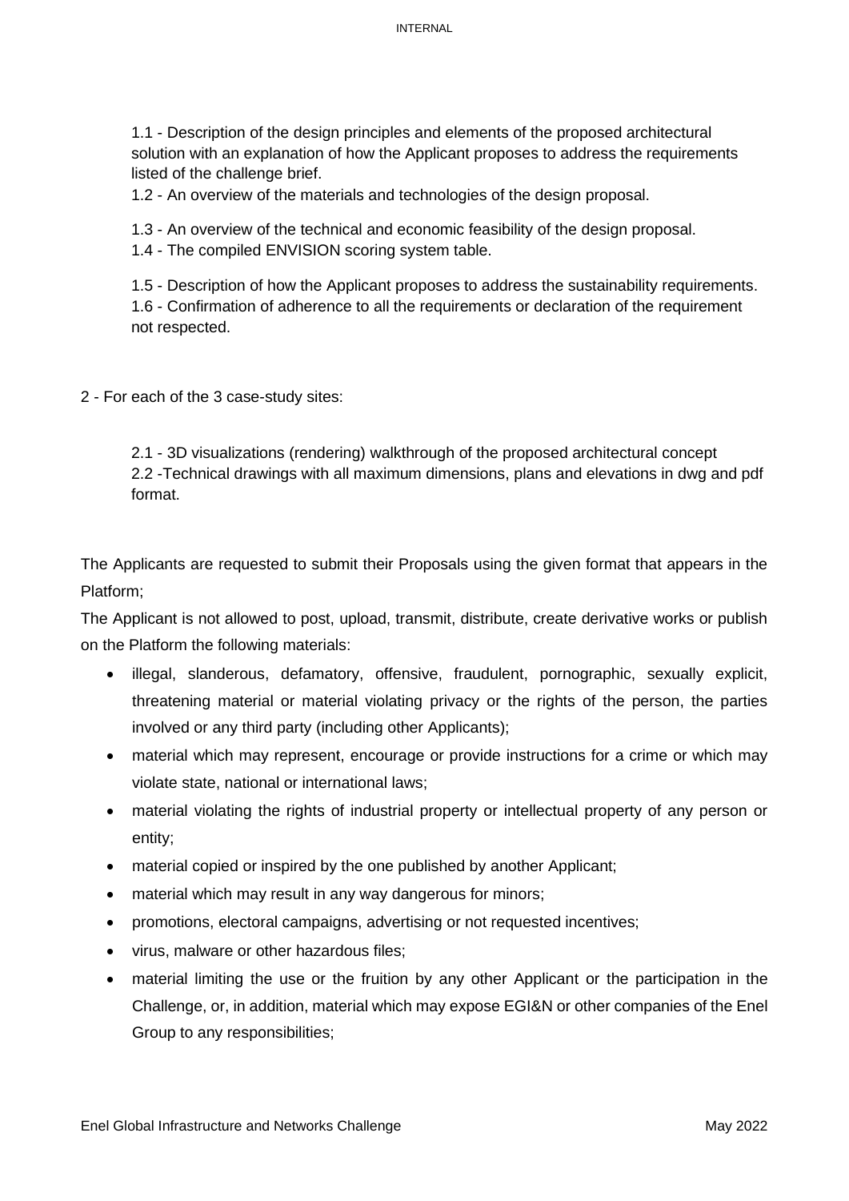1.1 - Description of the design principles and elements of the proposed architectural solution with an explanation of how the Applicant proposes to address the requirements listed of the challenge brief.

1.2 - An overview of the materials and technologies of the design proposal.

1.3 - An overview of the technical and economic feasibility of the design proposal.

1.4 - The compiled ENVISION scoring system table.

1.5 - Description of how the Applicant proposes to address the sustainability requirements.

1.6 - Confirmation of adherence to all the requirements or declaration of the requirement not respected.

2 - For each of the 3 case-study sites:

2.1 - 3D visualizations (rendering) walkthrough of the proposed architectural concept

2.2 -Technical drawings with all maximum dimensions, plans and elevations in dwg and pdf format.

The Applicants are requested to submit their Proposals using the given format that appears in the Platform;

The Applicant is not allowed to post, upload, transmit, distribute, create derivative works or publish on the Platform the following materials:

- illegal, slanderous, defamatory, offensive, fraudulent, pornographic, sexually explicit, threatening material or material violating privacy or the rights of the person, the parties involved or any third party (including other Applicants);
- material which may represent, encourage or provide instructions for a crime or which may violate state, national or international laws;
- material violating the rights of industrial property or intellectual property of any person or entity;
- material copied or inspired by the one published by another Applicant;
- material which may result in any way dangerous for minors;
- promotions, electoral campaigns, advertising or not requested incentives;
- virus, malware or other hazardous files;
- material limiting the use or the fruition by any other Applicant or the participation in the Challenge, or, in addition, material which may expose EGI&N or other companies of the Enel Group to any responsibilities;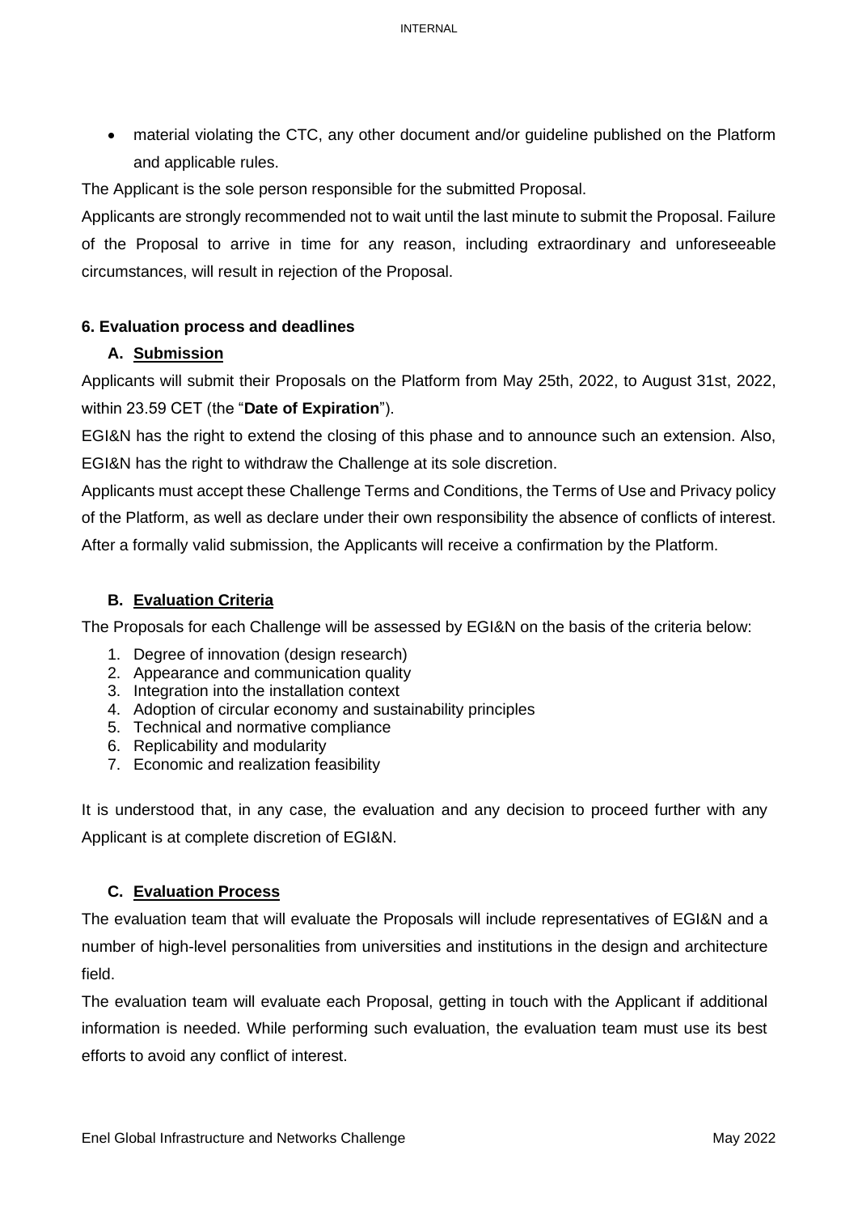- material violating the CTC, any other document and/or guideline published on the Platform and applicable rules.

The Applicant is the sole person responsible for the submitted Proposal.

Applicants are strongly recommended not to wait until the last minute to submit the Proposal. Failure of the Proposal to arrive in time for any reason, including extraordinary and unforeseeable circumstances, will result in rejection of the Proposal.

## 6. Evaluation process and deadlines

### A. Submission

Applicants will submit their Proposals on the Platform from May 25th, 2022, to August 31st, 2022, within 23.59 CET (the "**Date of Expiration**").

EGI&N has the right to extend the closing of this phase and to announce such an extension. Also, EGI&N has the right to withdraw the Challenge at its sole discretion.

Applicants must accept these Challenge Terms and Conditions, the Terms of Use and Privacy policy of the Platform, as well as declare under their own responsibility the absence of conflicts of interest. After a formally valid submission, the Applicants will receive a confirmation by the Platform.

### B. Evaluation Criteria

The Proposals for each Challenge will be assessed by EGI&N on the basis of the criteria below:

1. Degree of innovation (design research)
2. Appearance and communication quality
3. Integration into the installation context
4. Adoption of circular economy and sustainability principles
5. Technical and normative compliance
6. Replicability and modularity
7. Economic and realization feasibility

It is understood that, in any case, the evaluation and any decision to proceed further with any Applicant is at complete discretion of EGI&N.

### C. Evaluation Process

The evaluation team that will evaluate the Proposals will include representatives of EGI&N and a number of high-level personalities from universities and institutions in the design and architecture field.

The evaluation team will evaluate each Proposal, getting in touch with the Applicant if additional information is needed. While performing such evaluation, the evaluation team must use its best efforts to avoid any conflict of interest.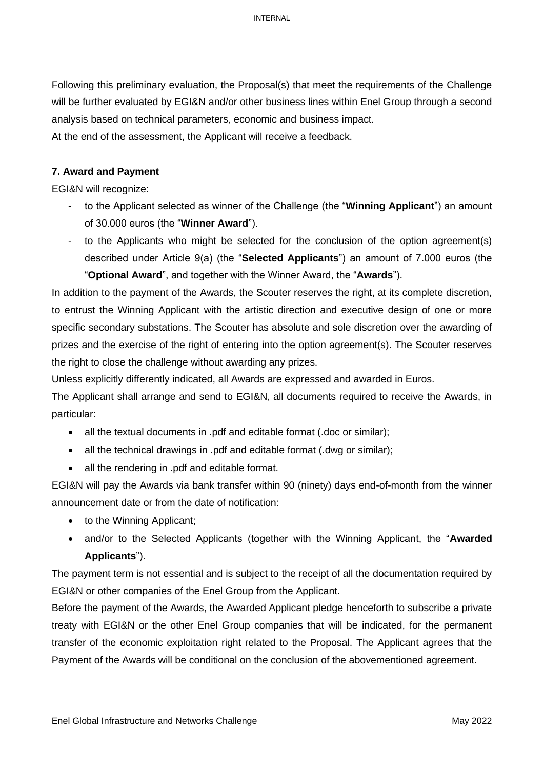Following this preliminary evaluation, the Proposal(s) that meet the requirements of the Challenge will be further evaluated by EGI&N and/or other business lines within Enel Group through a second analysis based on technical parameters, economic and business impact.

At the end of the assessment, the Applicant will receive a feedback.

**7. Award and Payment**

EGI&N will recognize:

- to the Applicant selected as winner of the Challenge (the "**Winning Applicant**") an amount of 30.000 euros (the "**Winner Award**").
- to the Applicants who might be selected for the conclusion of the option agreement(s) described under Article 9(a) (the "**Selected Applicants**") an amount of 7.000 euros (the "**Optional Award**", and together with the Winner Award, the "**Awards**").

In addition to the payment of the Awards, the Scouter reserves the right, at its complete discretion, to entrust the Winning Applicant with the artistic direction and executive design of one or more specific secondary substations. The Scouter has absolute and sole discretion over the awarding of prizes and the exercise of the right of entering into the option agreement(s). The Scouter reserves the right to close the challenge without awarding any prizes.

Unless explicitly differently indicated, all Awards are expressed and awarded in Euros.

The Applicant shall arrange and send to EGI&N, all documents required to receive the Awards, in particular:

- all the textual documents in .pdf and editable format (.doc or similar);
- all the technical drawings in .pdf and editable format (.dwg or similar);
- all the rendering in .pdf and editable format.

EGI&N will pay the Awards via bank transfer within 90 (ninety) days end-of-month from the winner announcement date or from the date of notification:

- to the Winning Applicant;
- and/or to the Selected Applicants (together with the Winning Applicant, the "**Awarded Applicants**").

The payment term is not essential and is subject to the receipt of all the documentation required by EGI&N or other companies of the Enel Group from the Applicant.

Before the payment of the Awards, the Awarded Applicant pledge henceforth to subscribe a private treaty with EGI&N or the other Enel Group companies that will be indicated, for the permanent transfer of the economic exploitation right related to the Proposal. The Applicant agrees that the Payment of the Awards will be conditional on the conclusion of the abovementioned agreement.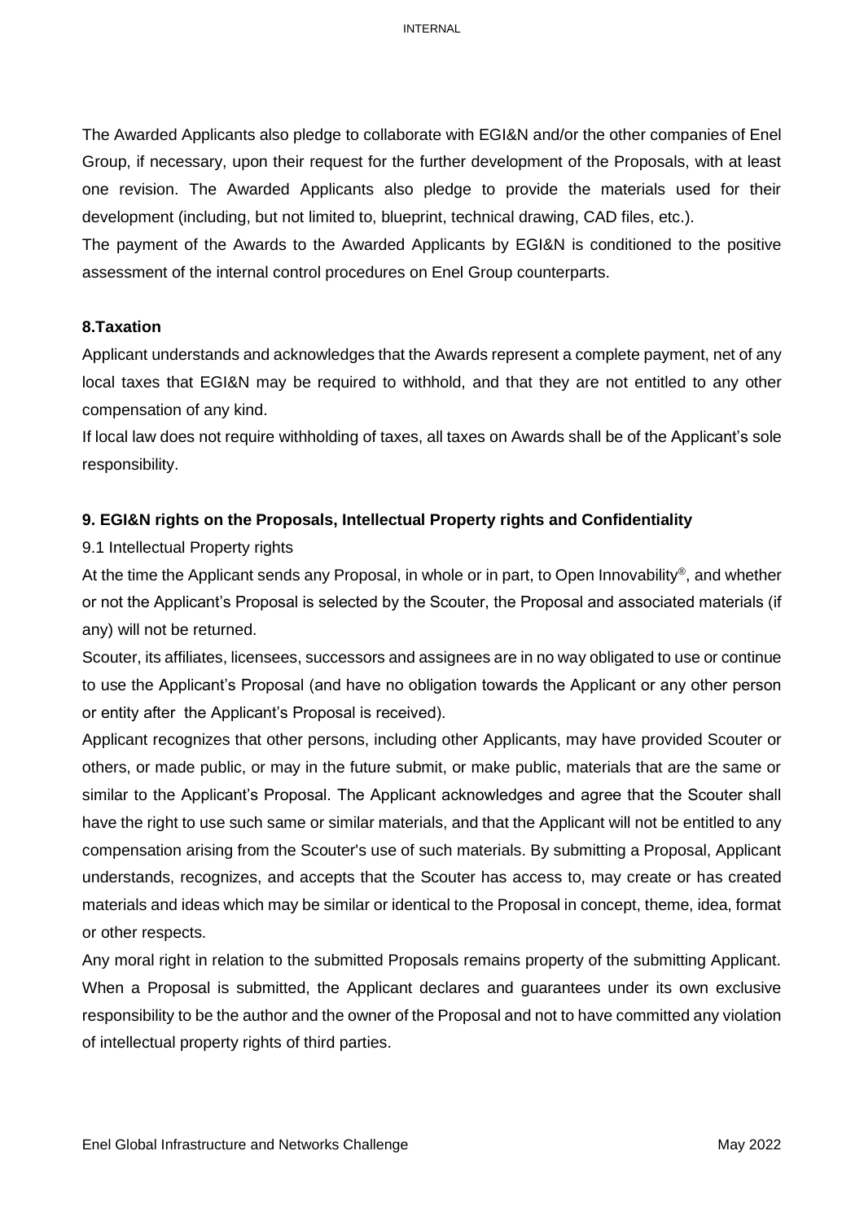The Awarded Applicants also pledge to collaborate with EGI&N and/or the other companies of Enel Group, if necessary, upon their request for the further development of the Proposals, with at least one revision. The Awarded Applicants also pledge to provide the materials used for their development (including, but not limited to, blueprint, technical drawing, CAD files, etc.).

The payment of the Awards to the Awarded Applicants by EGI&N is conditioned to the positive assessment of the internal control procedures on Enel Group counterparts.

## 8.Taxation

Applicant understands and acknowledges that the Awards represent a complete payment, net of any local taxes that EGI&N may be required to withhold, and that they are not entitled to any other compensation of any kind.

If local law does not require withholding of taxes, all taxes on Awards shall be of the Applicant's sole responsibility.

## 9. EGI&N rights on the Proposals, Intellectual Property rights and Confidentiality

### 9.1 Intellectual Property rights

At the time the Applicant sends any Proposal, in whole or in part, to Open Innovability®, and whether or not the Applicant's Proposal is selected by the Scouter, the Proposal and associated materials (if any) will not be returned.

Scouter, its affiliates, licensees, successors and assignees are in no way obligated to use or continue to use the Applicant's Proposal (and have no obligation towards the Applicant or any other person or entity after the Applicant's Proposal is received).

Applicant recognizes that other persons, including other Applicants, may have provided Scouter or others, or made public, or may in the future submit, or make public, materials that are the same or similar to the Applicant's Proposal. The Applicant acknowledges and agree that the Scouter shall have the right to use such same or similar materials, and that the Applicant will not be entitled to any compensation arising from the Scouter's use of such materials. By submitting a Proposal, Applicant understands, recognizes, and accepts that the Scouter has access to, may create or has created materials and ideas which may be similar or identical to the Proposal in concept, theme, idea, format or other respects.

Any moral right in relation to the submitted Proposals remains property of the submitting Applicant. When a Proposal is submitted, the Applicant declares and guarantees under its own exclusive responsibility to be the author and the owner of the Proposal and not to have committed any violation of intellectual property rights of third parties.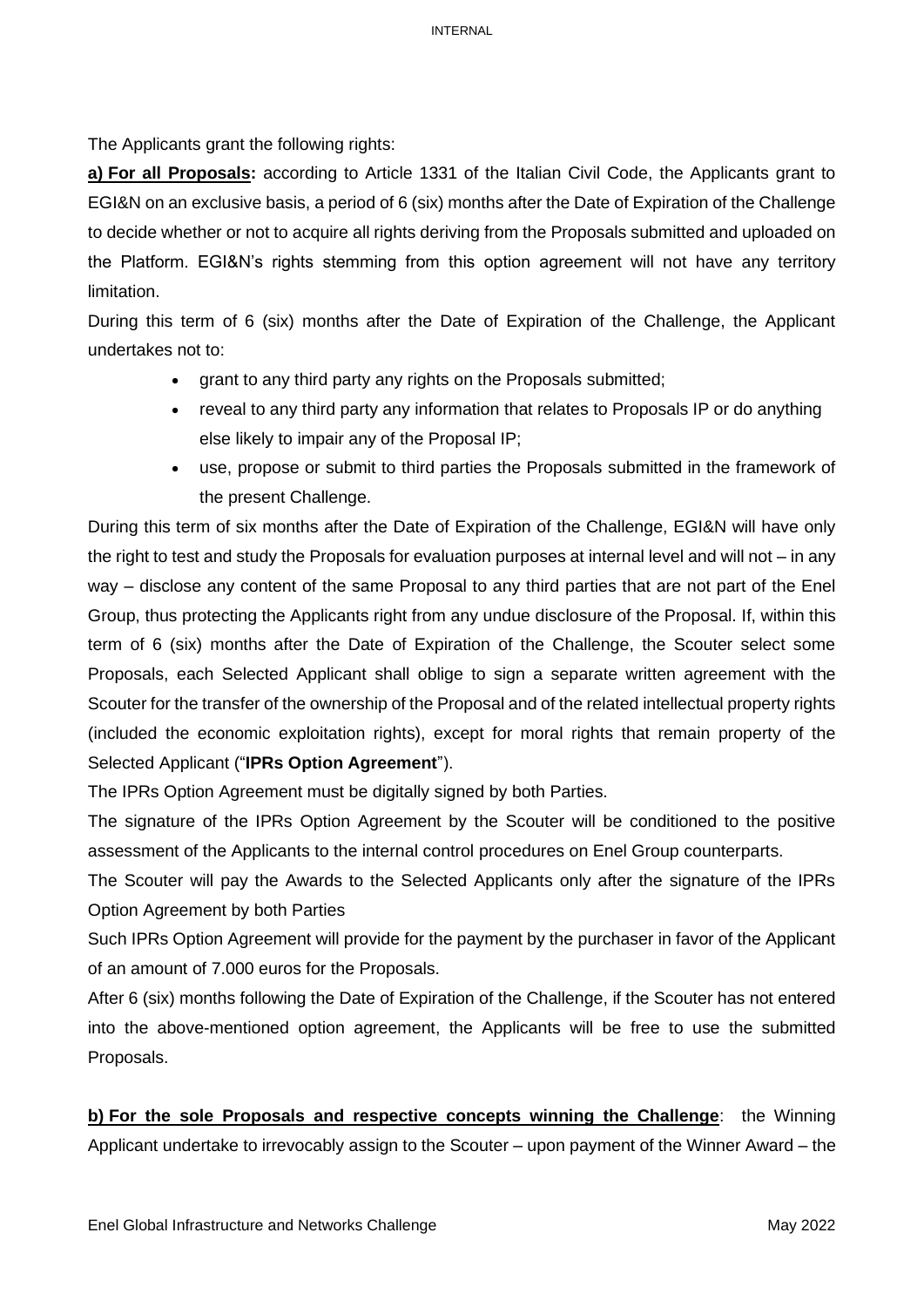The Applicants grant the following rights:

**a) For all Proposals:** according to Article 1331 of the Italian Civil Code, the Applicants grant to EGI&N on an exclusive basis, a period of 6 (six) months after the Date of Expiration of the Challenge to decide whether or not to acquire all rights deriving from the Proposals submitted and uploaded on the Platform. EGI&N's rights stemming from this option agreement will not have any territory limitation.

During this term of 6 (six) months after the Date of Expiration of the Challenge, the Applicant undertakes not to:

- grant to any third party any rights on the Proposals submitted;
- reveal to any third party any information that relates to Proposals IP or do anything else likely to impair any of the Proposal IP;
- use, propose or submit to third parties the Proposals submitted in the framework of the present Challenge.

During this term of six months after the Date of Expiration of the Challenge, EGI&N will have only the right to test and study the Proposals for evaluation purposes at internal level and will not – in any way – disclose any content of the same Proposal to any third parties that are not part of the Enel Group, thus protecting the Applicants right from any undue disclosure of the Proposal. If, within this term of 6 (six) months after the Date of Expiration of the Challenge, the Scouter select some Proposals, each Selected Applicant shall oblige to sign a separate written agreement with the Scouter for the transfer of the ownership of the Proposal and of the related intellectual property rights (included the economic exploitation rights), except for moral rights that remain property of the Selected Applicant ("**IPRs Option Agreement**").

The IPRs Option Agreement must be digitally signed by both Parties.

The signature of the IPRs Option Agreement by the Scouter will be conditioned to the positive assessment of the Applicants to the internal control procedures on Enel Group counterparts.

The Scouter will pay the Awards to the Selected Applicants only after the signature of the IPRs Option Agreement by both Parties

Such IPRs Option Agreement will provide for the payment by the purchaser in favor of the Applicant of an amount of 7.000 euros for the Proposals.

After 6 (six) months following the Date of Expiration of the Challenge, if the Scouter has not entered into the above-mentioned option agreement, the Applicants will be free to use the submitted Proposals.

**b) For the sole Proposals and respective concepts winning the Challenge**: the Winning Applicant undertake to irrevocably assign to the Scouter – upon payment of the Winner Award – the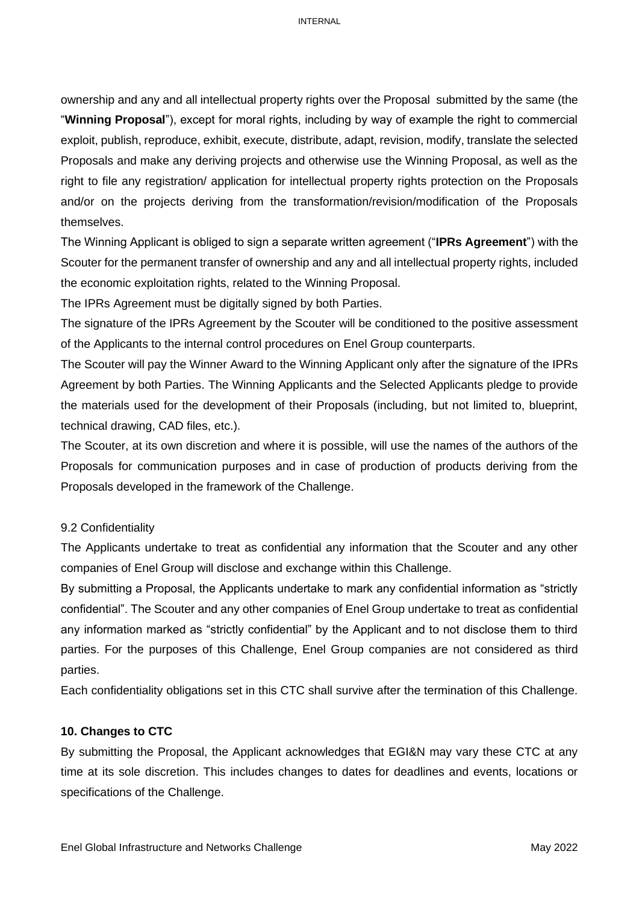ownership and any and all intellectual property rights over the Proposal submitted by the same (the "**Winning Proposal**"), except for moral rights, including by way of example the right to commercial exploit, publish, reproduce, exhibit, execute, distribute, adapt, revision, modify, translate the selected Proposals and make any deriving projects and otherwise use the Winning Proposal, as well as the right to file any registration/ application for intellectual property rights protection on the Proposals and/or on the projects deriving from the transformation/revision/modification of the Proposals themselves.

The Winning Applicant is obliged to sign a separate written agreement ("**IPRs Agreement**") with the Scouter for the permanent transfer of ownership and any and all intellectual property rights, included the economic exploitation rights, related to the Winning Proposal.

The IPRs Agreement must be digitally signed by both Parties.

The signature of the IPRs Agreement by the Scouter will be conditioned to the positive assessment of the Applicants to the internal control procedures on Enel Group counterparts.

The Scouter will pay the Winner Award to the Winning Applicant only after the signature of the IPRs Agreement by both Parties. The Winning Applicants and the Selected Applicants pledge to provide the materials used for the development of their Proposals (including, but not limited to, blueprint, technical drawing, CAD files, etc.).

The Scouter, at its own discretion and where it is possible, will use the names of the authors of the Proposals for communication purposes and in case of production of products deriving from the Proposals developed in the framework of the Challenge.

9.2 Confidentiality

The Applicants undertake to treat as confidential any information that the Scouter and any other companies of Enel Group will disclose and exchange within this Challenge.

By submitting a Proposal, the Applicants undertake to mark any confidential information as "strictly confidential". The Scouter and any other companies of Enel Group undertake to treat as confidential any information marked as "strictly confidential" by the Applicant and to not disclose them to third parties. For the purposes of this Challenge, Enel Group companies are not considered as third parties.

Each confidentiality obligations set in this CTC shall survive after the termination of this Challenge.

## 10. Changes to CTC

By submitting the Proposal, the Applicant acknowledges that EGI&N may vary these CTC at any time at its sole discretion. This includes changes to dates for deadlines and events, locations or specifications of the Challenge.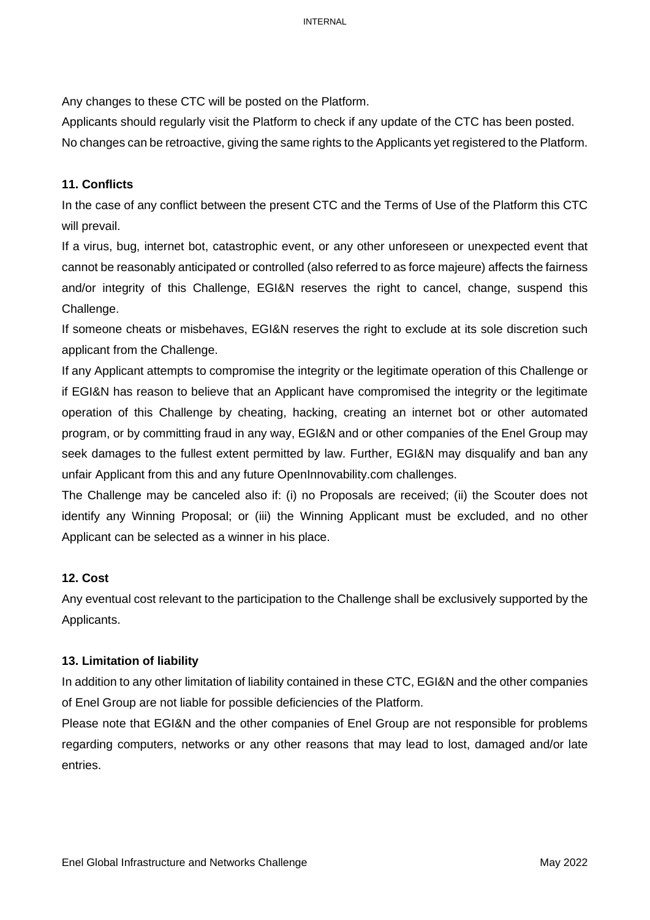Any changes to these CTC will be posted on the Platform.

Applicants should regularly visit the Platform to check if any update of the CTC has been posted.

No changes can be retroactive, giving the same rights to the Applicants yet registered to the Platform.

**11. Conflicts**

In the case of any conflict between the present CTC and the Terms of Use of the Platform this CTC will prevail.

If a virus, bug, internet bot, catastrophic event, or any other unforeseen or unexpected event that cannot be reasonably anticipated or controlled (also referred to as force majeure) affects the fairness and/or integrity of this Challenge, EGI&N reserves the right to cancel, change, suspend this Challenge.

If someone cheats or misbehaves, EGI&N reserves the right to exclude at its sole discretion such applicant from the Challenge.

If any Applicant attempts to compromise the integrity or the legitimate operation of this Challenge or if EGI&N has reason to believe that an Applicant have compromised the integrity or the legitimate operation of this Challenge by cheating, hacking, creating an internet bot or other automated program, or by committing fraud in any way, EGI&N and or other companies of the Enel Group may seek damages to the fullest extent permitted by law. Further, EGI&N may disqualify and ban any unfair Applicant from this and any future OpenInnovability.com challenges.

The Challenge may be canceled also if: (i) no Proposals are received; (ii) the Scouter does not identify any Winning Proposal; or (iii) the Winning Applicant must be excluded, and no other Applicant can be selected as a winner in his place.

**12. Cost**

Any eventual cost relevant to the participation to the Challenge shall be exclusively supported by the Applicants.

**13. Limitation of liability**

In addition to any other limitation of liability contained in these CTC, EGI&N and the other companies of Enel Group are not liable for possible deficiencies of the Platform.

Please note that EGI&N and the other companies of Enel Group are not responsible for problems regarding computers, networks or any other reasons that may lead to lost, damaged and/or late entries.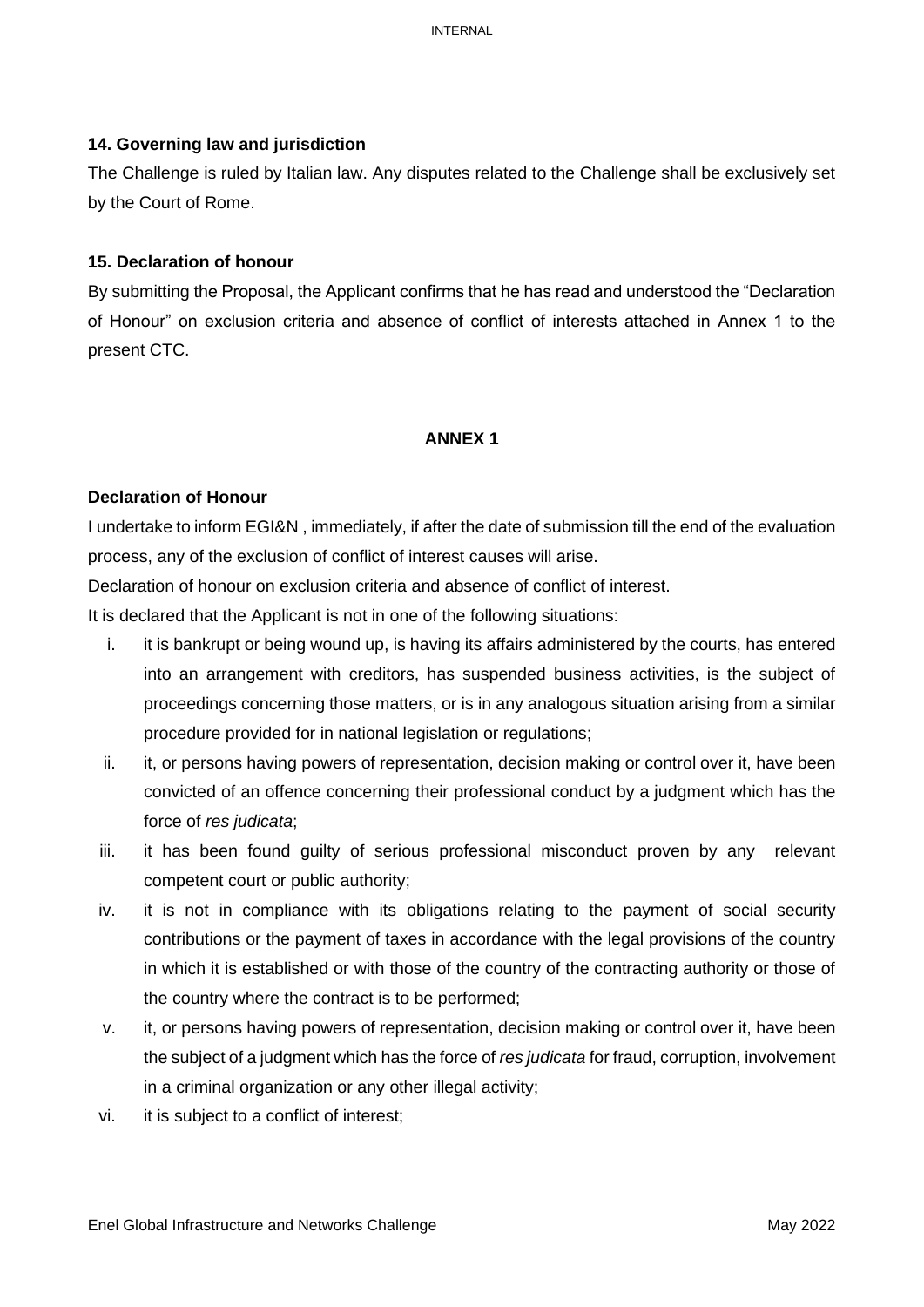### 14. Governing law and jurisdiction

The Challenge is ruled by Italian law. Any disputes related to the Challenge shall be exclusively set by the Court of Rome.

### 15. Declaration of honour

By submitting the Proposal, the Applicant confirms that he has read and understood the "Declaration of Honour" on exclusion criteria and absence of conflict of interests attached in Annex 1 to the present CTC.

## ANNEX 1

**Declaration of Honour**

I undertake to inform EGI&N , immediately, if after the date of submission till the end of the evaluation process, any of the exclusion of conflict of interest causes will arise.

Declaration of honour on exclusion criteria and absence of conflict of interest.

It is declared that the Applicant is not in one of the following situations:

i. it is bankrupt or being wound up, is having its affairs administered by the courts, has entered into an arrangement with creditors, has suspended business activities, is the subject of proceedings concerning those matters, or is in any analogous situation arising from a similar procedure provided for in national legislation or regulations;

ii. it, or persons having powers of representation, decision making or control over it, have been convicted of an offence concerning their professional conduct by a judgment which has the force of *res judicata*;

iii. it has been found guilty of serious professional misconduct proven by any relevant competent court or public authority;

iv. it is not in compliance with its obligations relating to the payment of social security contributions or the payment of taxes in accordance with the legal provisions of the country in which it is established or with those of the country of the contracting authority or those of the country where the contract is to be performed;

v. it, or persons having powers of representation, decision making or control over it, have been the subject of a judgment which has the force of *res judicata* for fraud, corruption, involvement in a criminal organization or any other illegal activity;

vi. it is subject to a conflict of interest;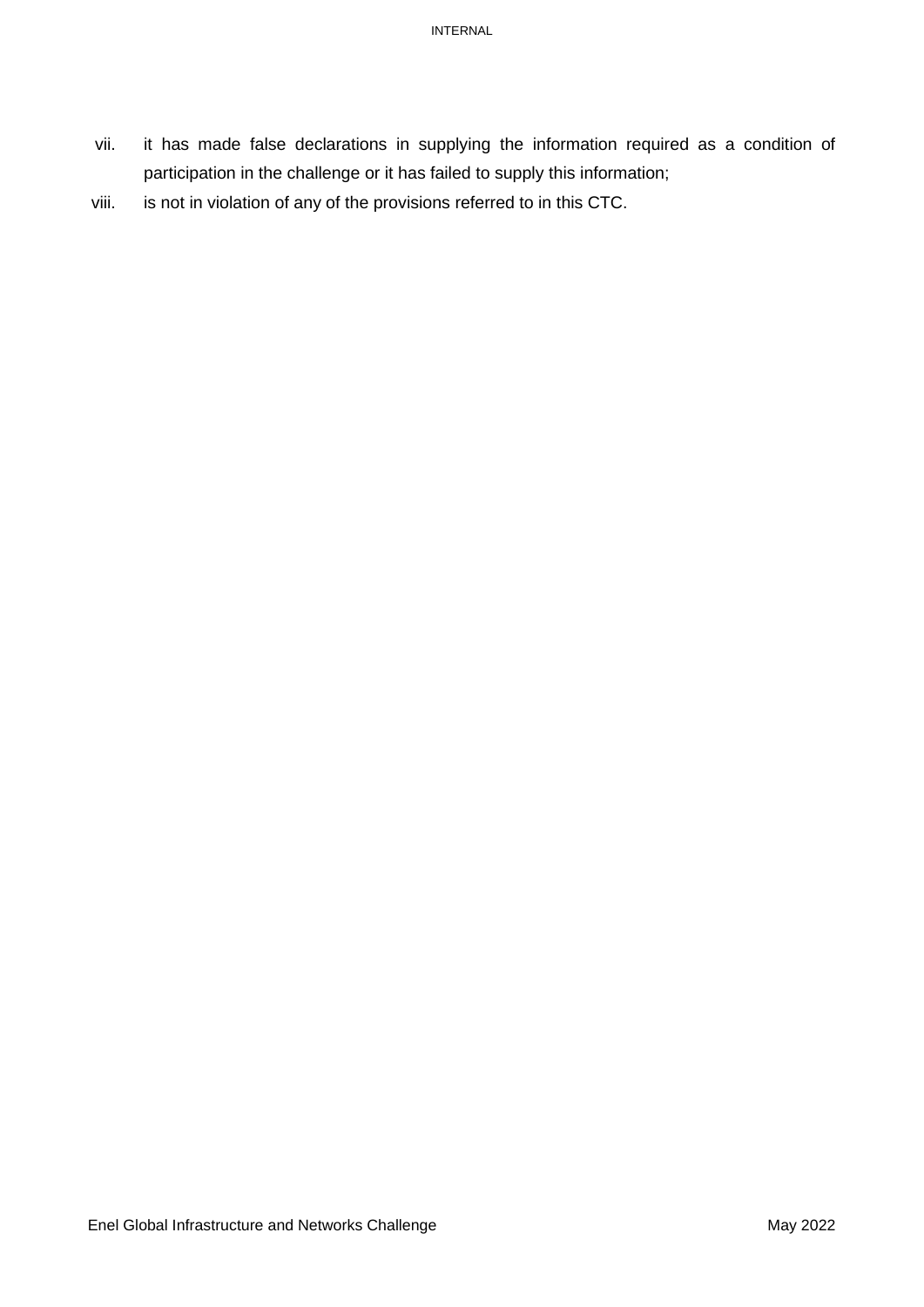vii. it has made false declarations in supplying the information required as a condition of participation in the challenge or it has failed to supply this information;

viii. is not in violation of any of the provisions referred to in this CTC.